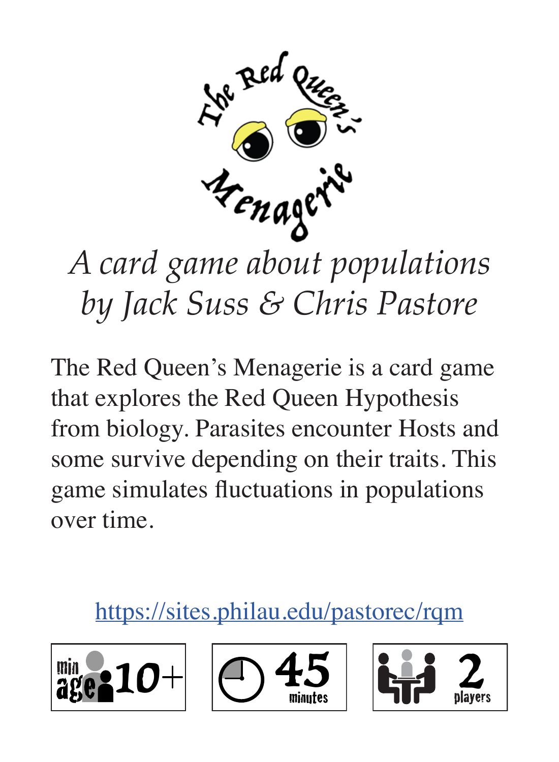# The Red Queen's Menagerie

*A card game about populations*
*by Jack Suss & Chris Pastore*

The Red Queen's Menagerie is a card game that explores the Red Queen Hypothesis from biology. Parasites encounter Hosts and some survive depending on their traits. This game simulates fluctuations in populations over time.

https://sites.philau.edu/pastorec/rqm

min age 10+ | 45 minutes | 2 players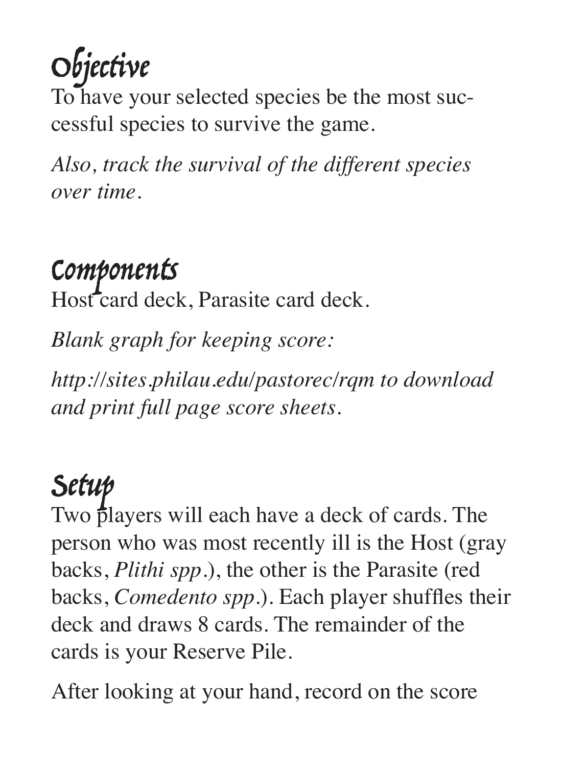# Objective

To have your selected species be the most successful species to survive the game.

*Also, track the survival of the different species over time.*

# Components

Host card deck, Parasite card deck.

*Blank graph for keeping score:*

*http://sites.philau.edu/pastorec/rqm to download and print full page score sheets.*

# Setup

Two players will each have a deck of cards. The person who was most recently ill is the Host (gray backs, *Plithi spp*.), the other is the Parasite (red backs, *Comedento spp*.). Each player shuffles their deck and draws 8 cards. The remainder of the cards is your Reserve Pile.

After looking at your hand, record on the score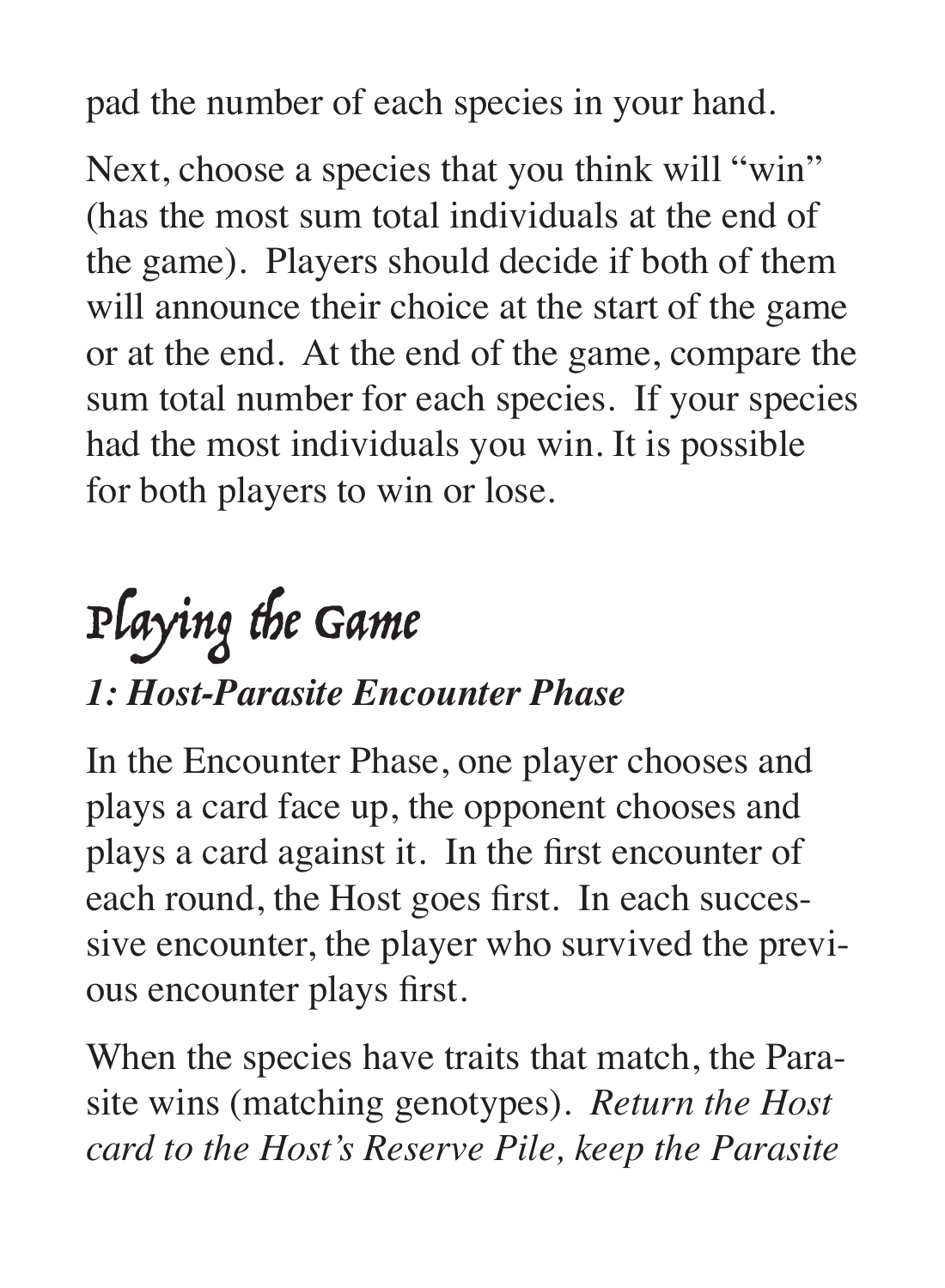pad the number of each species in your hand.

Next, choose a species that you think will "win" (has the most sum total individuals at the end of the game). Players should decide if both of them will announce their choice at the start of the game or at the end. At the end of the game, compare the sum total number for each species. If your species had the most individuals you win. It is possible for both players to win or lose.

# Playing the Game

### *1: Host-Parasite Encounter Phase*

In the Encounter Phase, one player chooses and plays a card face up, the opponent chooses and plays a card against it. In the first encounter of each round, the Host goes first. In each successive encounter, the player who survived the previous encounter plays first.

When the species have traits that match, the Parasite wins (matching genotypes). *Return the Host card to the Host's Reserve Pile, keep the Parasite*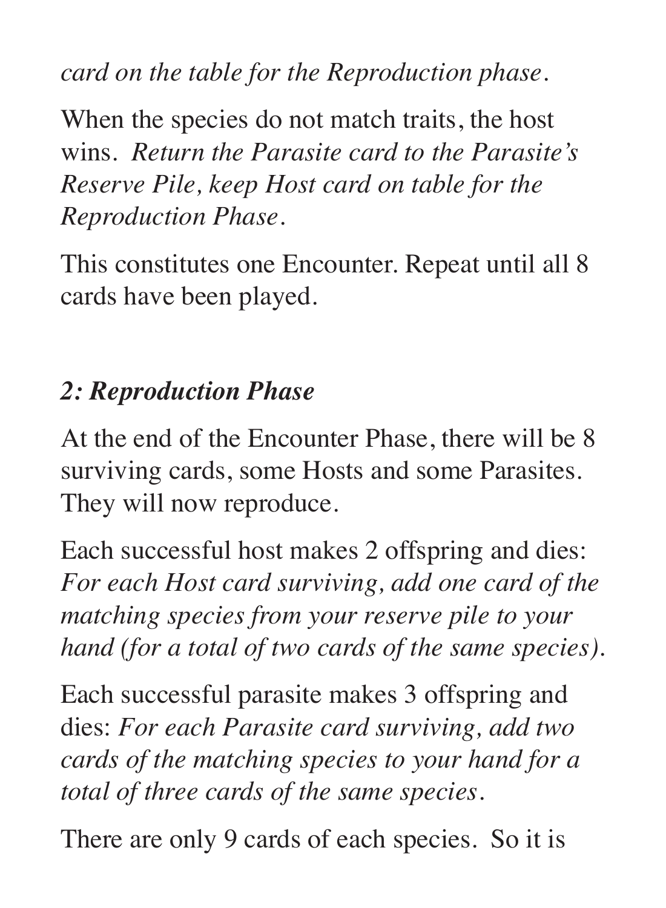*card on the table for the Reproduction phase.*

When the species do not match traits, the host wins. *Return the Parasite card to the Parasite's Reserve Pile, keep Host card on table for the Reproduction Phase.*

This constitutes one Encounter. Repeat until all 8 cards have been played.

## *2: Reproduction Phase*

At the end of the Encounter Phase, there will be 8 surviving cards, some Hosts and some Parasites. They will now reproduce.

Each successful host makes 2 offspring and dies: *For each Host card surviving, add one card of the matching species from your reserve pile to your hand (for a total of two cards of the same species).*

Each successful parasite makes 3 offspring and dies: *For each Parasite card surviving, add two cards of the matching species to your hand for a total of three cards of the same species.*

There are only 9 cards of each species. So it is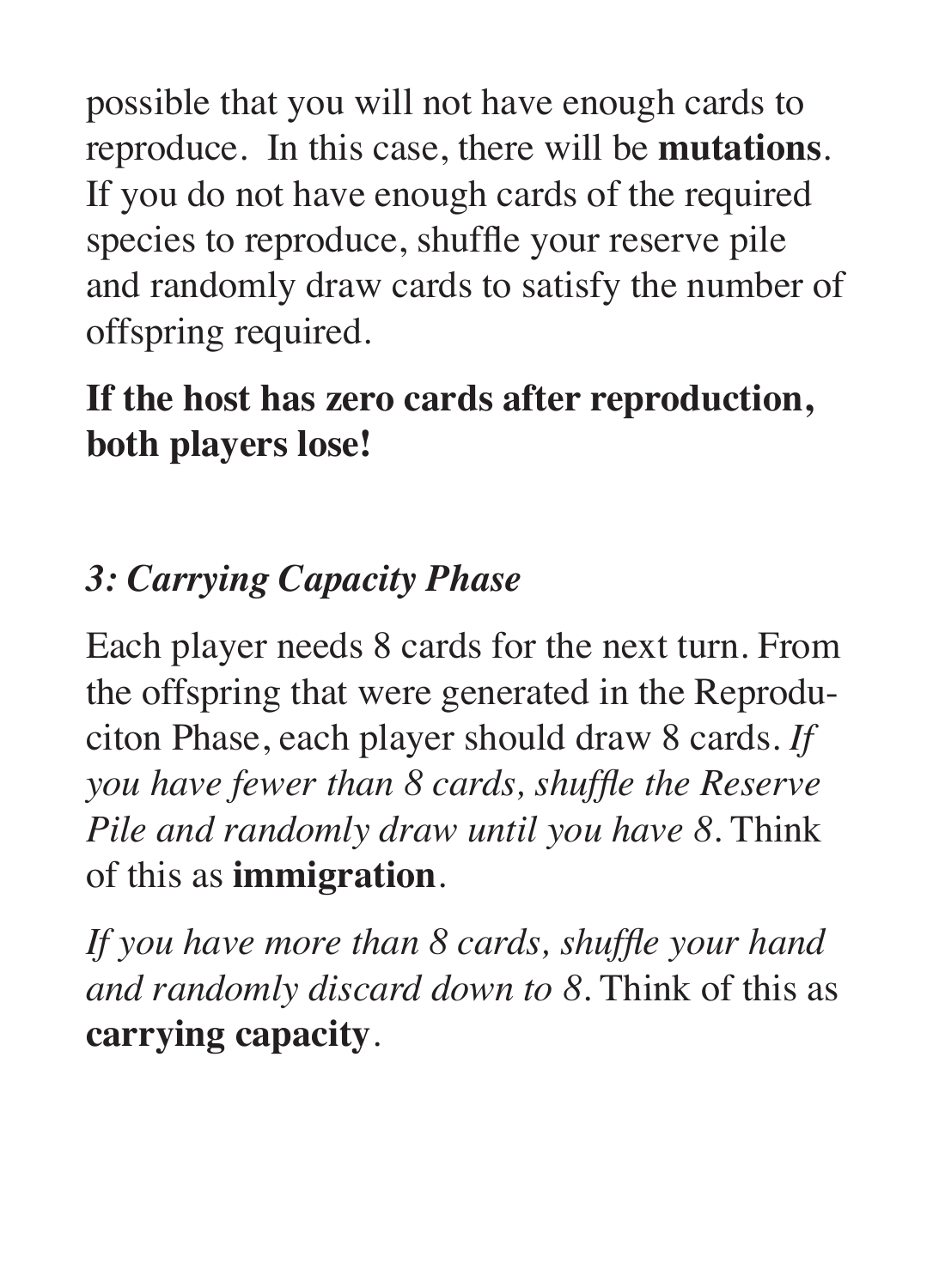possible that you will not have enough cards to reproduce. In this case, there will be **mutations**. If you do not have enough cards of the required species to reproduce, shuffle your reserve pile and randomly draw cards to satisfy the number of offspring required.

**If the host has zero cards after reproduction, both players lose!**

### *3: Carrying Capacity Phase*

Each player needs 8 cards for the next turn. From the offspring that were generated in the Reproduciton Phase, each player should draw 8 cards. *If you have fewer than 8 cards, shuffle the Reserve Pile and randomly draw until you have 8*. Think of this as **immigration**.

*If you have more than 8 cards, shuffle your hand and randomly discard down to 8*. Think of this as **carrying capacity**.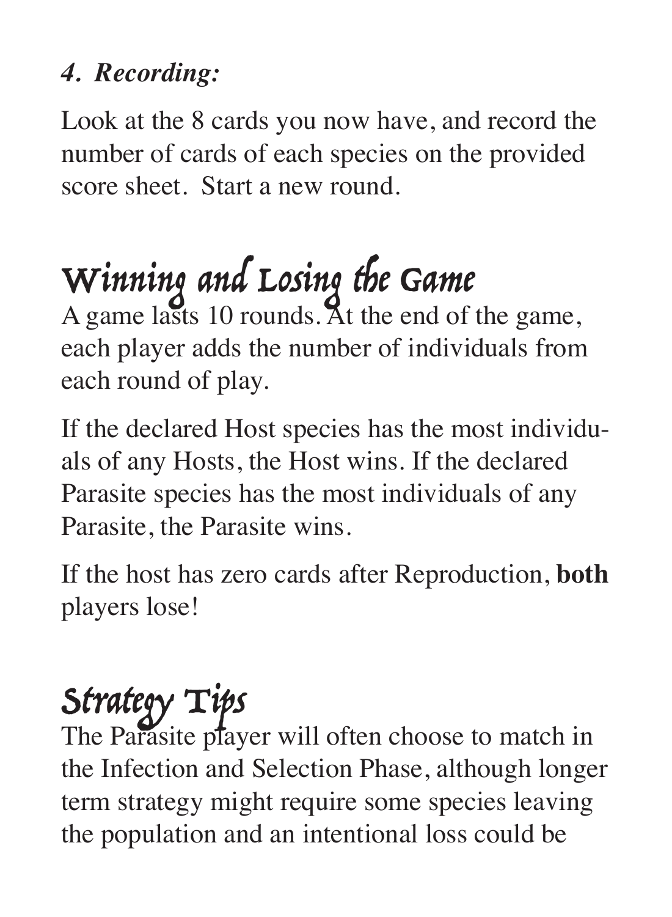*4. Recording:*

Look at the 8 cards you now have, and record the number of cards of each species on the provided score sheet. Start a new round.

## Winning and Losing the Game

A game lasts 10 rounds. At the end of the game, each player adds the number of individuals from each round of play.

If the declared Host species has the most individuals of any Hosts, the Host wins. If the declared Parasite species has the most individuals of any Parasite, the Parasite wins.

If the host has zero cards after Reproduction, **both** players lose!

## Strategy Tips

The Parasite player will often choose to match in the Infection and Selection Phase, although longer term strategy might require some species leaving the population and an intentional loss could be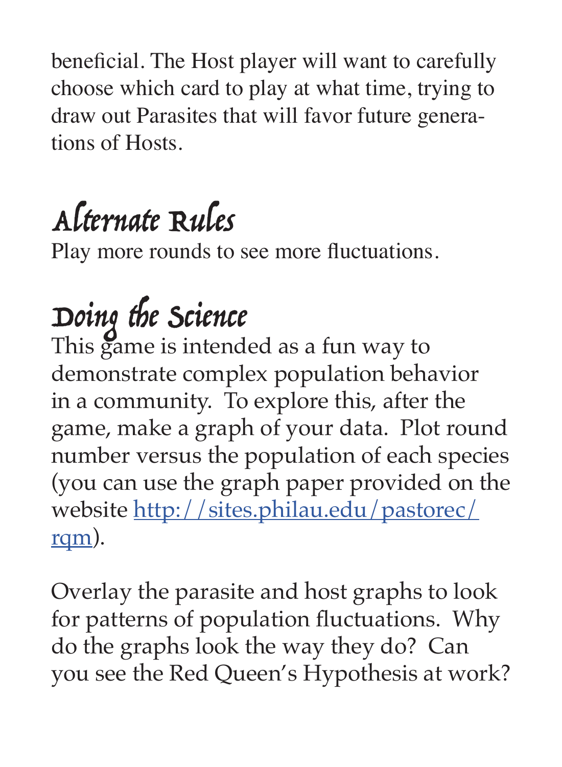beneficial. The Host player will want to carefully choose which card to play at what time, trying to draw out Parasites that will favor future generations of Hosts.

## Alternate Rules

Play more rounds to see more fluctuations.

## Doing the Science

This game is intended as a fun way to demonstrate complex population behavior in a community. To explore this, after the game, make a graph of your data. Plot round number versus the population of each species (you can use the graph paper provided on the website [http://sites.philau.edu/pastorec/rqm](http://sites.philau.edu/pastorec/rqm)).

Overlay the parasite and host graphs to look for patterns of population fluctuations. Why do the graphs look the way they do? Can you see the Red Queen's Hypothesis at work?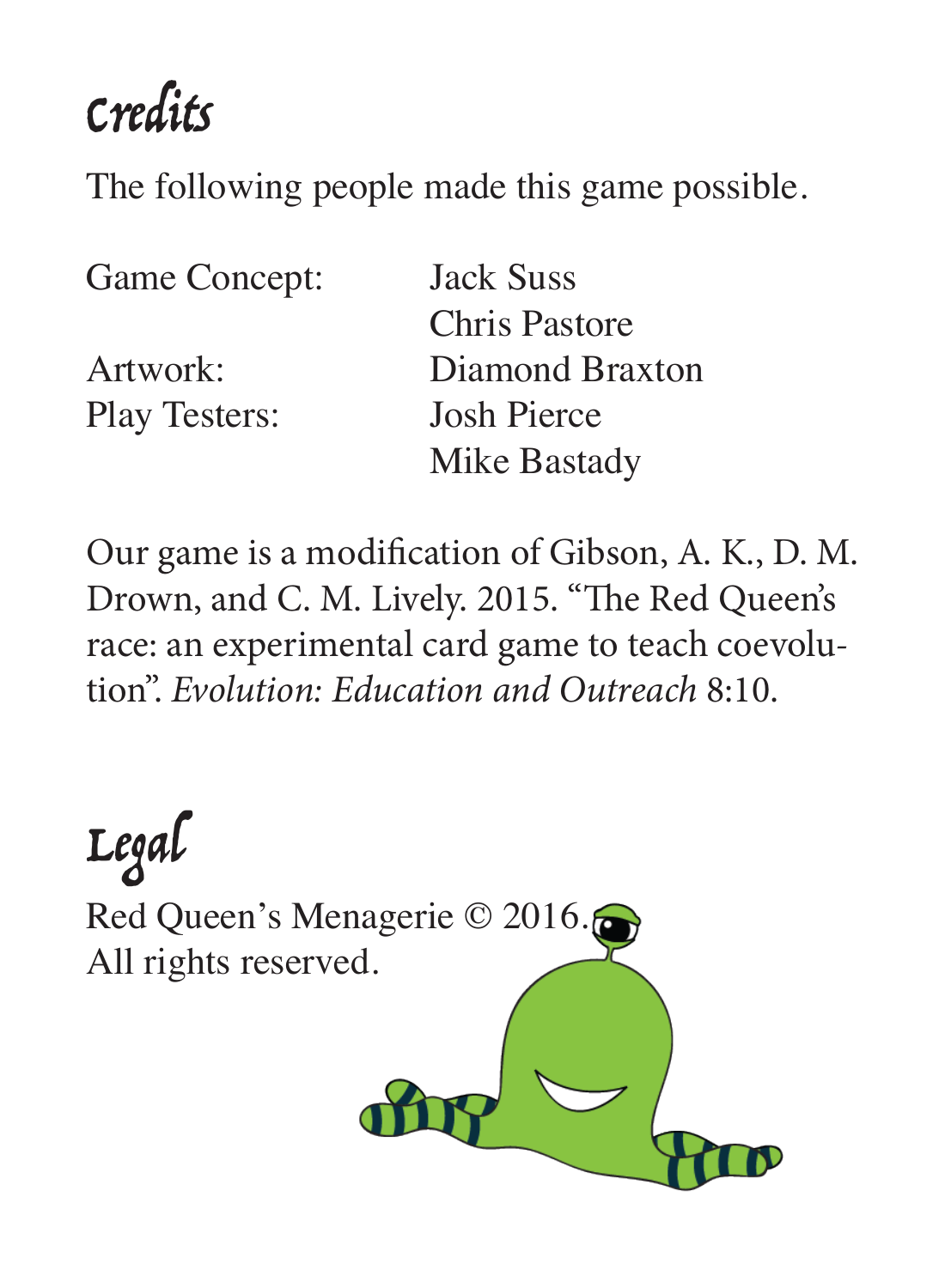# Credits

The following people made this game possible.

| | |
|---|---|
| Game Concept: | Jack Suss |
| | Chris Pastore |
| Artwork: | Diamond Braxton |
| Play Testers: | Josh Pierce |
| | Mike Bastady |

Our game is a modification of Gibson, A. K., D. M. Drown, and C. M. Lively. 2015. "The Red Queen's race: an experimental card game to teach coevolution". *Evolution: Education and Outreach* 8:10.

# Legal

Red Queen's Menagerie © 2016.
All rights reserved.